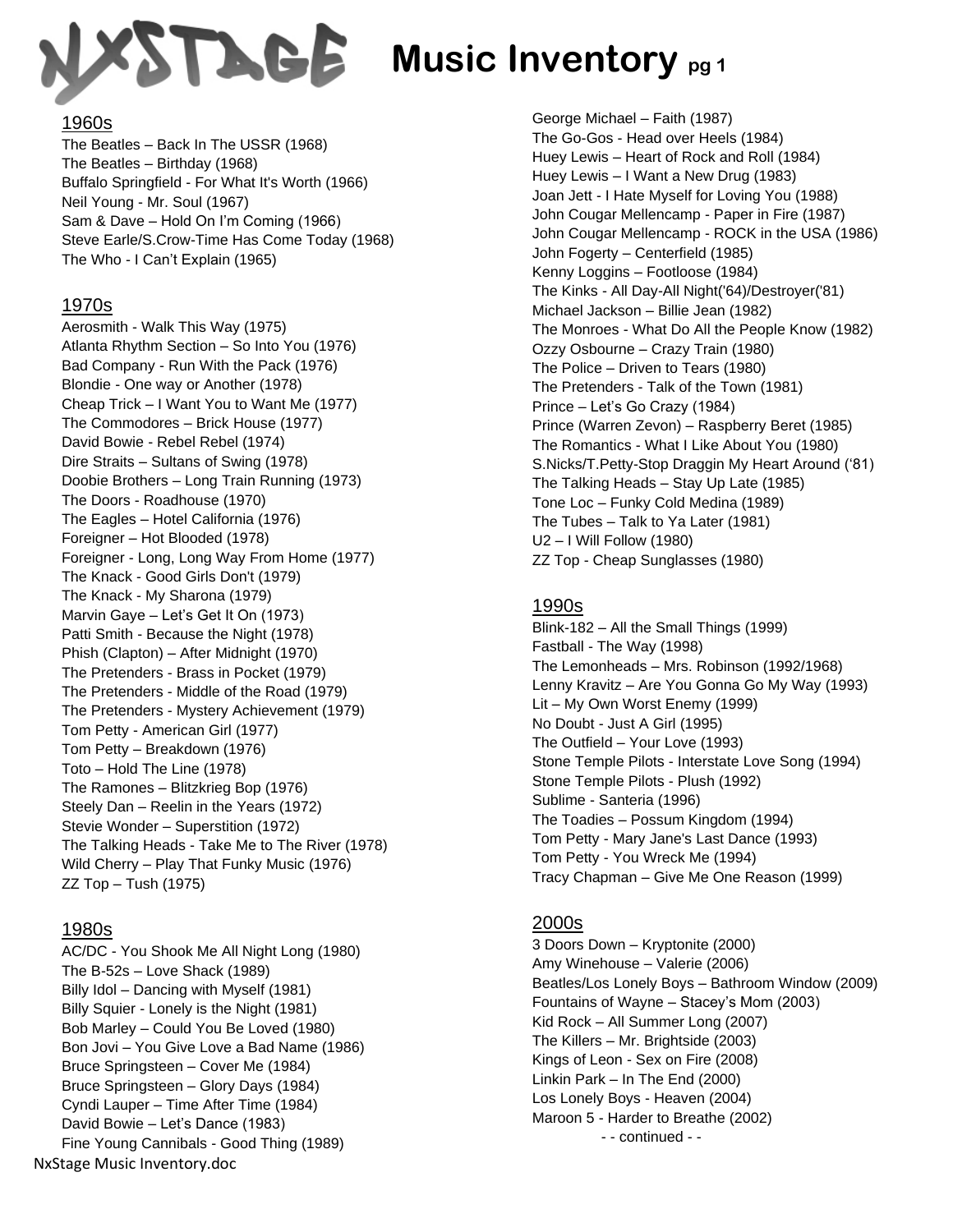# NXSTAGE Music Inventory pg 1

## 1960s

The Beatles – Back In The USSR (1968)
The Beatles – Birthday (1968)
Buffalo Springfield - For What It's Worth (1966)
Neil Young - Mr. Soul (1967)
Sam & Dave – Hold On I'm Coming (1966)
Steve Earle/S.Crow-Time Has Come Today (1968)
The Who - I Can't Explain (1965)

## 1970s

Aerosmith - Walk This Way (1975)
Atlanta Rhythm Section – So Into You (1976)
Bad Company - Run With the Pack (1976)
Blondie - One way or Another (1978)
Cheap Trick – I Want You to Want Me (1977)
The Commodores – Brick House (1977)
David Bowie - Rebel Rebel (1974)
Dire Straits – Sultans of Swing (1978)
Doobie Brothers – Long Train Running (1973)
The Doors - Roadhouse (1970)
The Eagles – Hotel California (1976)
Foreigner – Hot Blooded (1978)
Foreigner - Long, Long Way From Home (1977)
The Knack - Good Girls Don't (1979)
The Knack - My Sharona (1979)
Marvin Gaye – Let's Get It On (1973)
Patti Smith - Because the Night (1978)
Phish (Clapton) – After Midnight (1970)
The Pretenders - Brass in Pocket (1979)
The Pretenders - Middle of the Road (1979)
The Pretenders - Mystery Achievement (1979)
Tom Petty - American Girl (1977)
Tom Petty – Breakdown (1976)
Toto – Hold The Line (1978)
The Ramones – Blitzkrieg Bop (1976)
Steely Dan – Reelin in the Years (1972)
Stevie Wonder – Superstition (1972)
The Talking Heads - Take Me to The River (1978)
Wild Cherry – Play That Funky Music (1976)
ZZ Top – Tush (1975)

## 1980s

AC/DC - You Shook Me All Night Long (1980)
The B-52s – Love Shack (1989)
Billy Idol – Dancing with Myself (1981)
Billy Squier - Lonely is the Night (1981)
Bob Marley – Could You Be Loved (1980)
Bon Jovi – You Give Love a Bad Name (1986)
Bruce Springsteen – Cover Me (1984)
Bruce Springsteen – Glory Days (1984)
Cyndi Lauper – Time After Time (1984)
David Bowie – Let's Dance (1983)
Fine Young Cannibals - Good Thing (1989)
George Michael – Faith (1987)
The Go-Gos - Head over Heels (1984)
Huey Lewis – Heart of Rock and Roll (1984)
Huey Lewis – I Want a New Drug (1983)
Joan Jett - I Hate Myself for Loving You (1988)
John Cougar Mellencamp - Paper in Fire (1987)
John Cougar Mellencamp - ROCK in the USA (1986)
John Fogerty – Centerfield (1985)
Kenny Loggins – Footloose (1984)
The Kinks - All Day-All Night('64)/Destroyer('81)
Michael Jackson – Billie Jean (1982)
The Monroes - What Do All the People Know (1982)
Ozzy Osbourne – Crazy Train (1980)
The Police – Driven to Tears (1980)
The Pretenders - Talk of the Town (1981)
Prince – Let's Go Crazy (1984)
Prince (Warren Zevon) – Raspberry Beret (1985)
The Romantics - What I Like About You (1980)
S.Nicks/T.Petty-Stop Draggin My Heart Around ('81)
The Talking Heads – Stay Up Late (1985)
Tone Loc – Funky Cold Medina (1989)
The Tubes – Talk to Ya Later (1981)
U2 – I Will Follow (1980)
ZZ Top - Cheap Sunglasses (1980)

## 1990s

Blink-182 – All the Small Things (1999)
Fastball - The Way (1998)
The Lemonheads – Mrs. Robinson (1992/1968)
Lenny Kravitz – Are You Gonna Go My Way (1993)
Lit – My Own Worst Enemy (1999)
No Doubt - Just A Girl (1995)
The Outfield – Your Love (1993)
Stone Temple Pilots - Interstate Love Song (1994)
Stone Temple Pilots - Plush (1992)
Sublime - Santeria (1996)
The Toadies – Possum Kingdom (1994)
Tom Petty - Mary Jane's Last Dance (1993)
Tom Petty - You Wreck Me (1994)
Tracy Chapman – Give Me One Reason (1999)

## 2000s

3 Doors Down – Kryptonite (2000)
Amy Winehouse – Valerie (2006)
Beatles/Los Lonely Boys – Bathroom Window (2009)
Fountains of Wayne – Stacey's Mom (2003)
Kid Rock – All Summer Long (2007)
The Killers – Mr. Brightside (2003)
Kings of Leon - Sex on Fire (2008)
Linkin Park – In The End (2000)
Los Lonely Boys - Heaven (2004)
Maroon 5 - Harder to Breathe (2002)

- - continued - -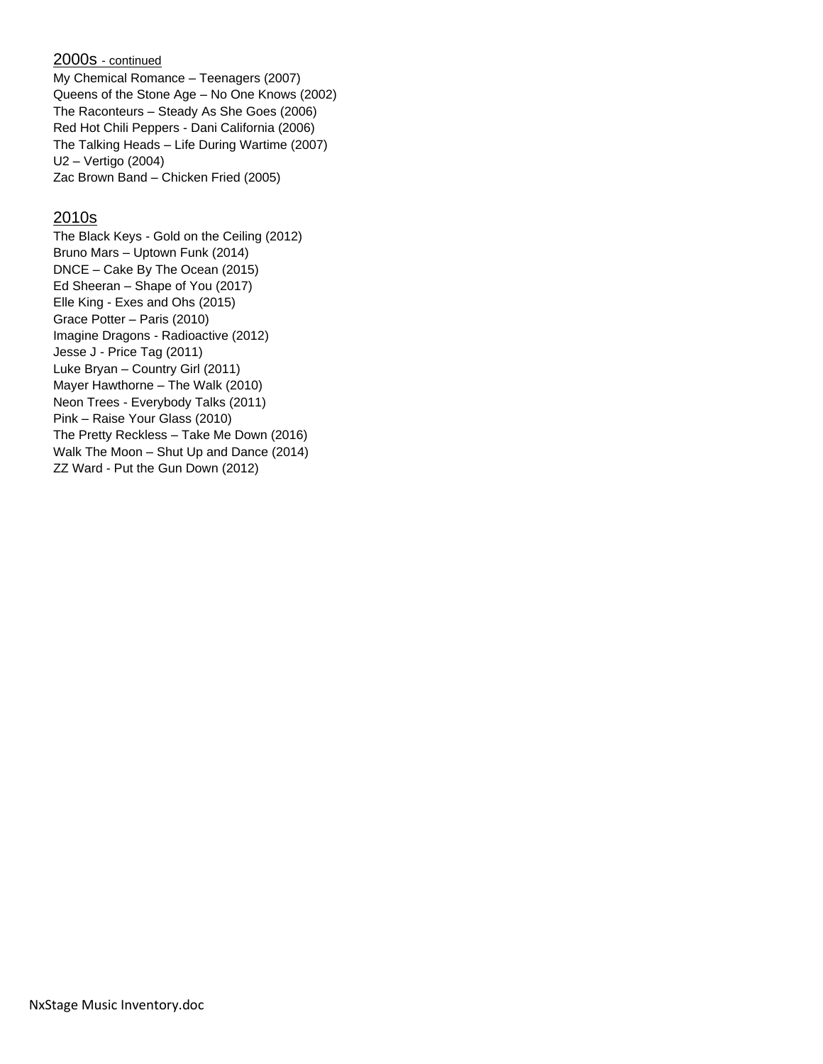## 2000s - continued

My Chemical Romance – Teenagers (2007)
Queens of the Stone Age – No One Knows (2002)
The Raconteurs – Steady As She Goes (2006)
Red Hot Chili Peppers - Dani California (2006)
The Talking Heads – Life During Wartime (2007)
U2 – Vertigo (2004)
Zac Brown Band – Chicken Fried (2005)

## 2010s

The Black Keys - Gold on the Ceiling (2012)
Bruno Mars – Uptown Funk (2014)
DNCE – Cake By The Ocean (2015)
Ed Sheeran – Shape of You (2017)
Elle King - Exes and Ohs (2015)
Grace Potter – Paris (2010)
Imagine Dragons - Radioactive (2012)
Jesse J - Price Tag (2011)
Luke Bryan – Country Girl (2011)
Mayer Hawthorne – The Walk (2010)
Neon Trees - Everybody Talks (2011)
Pink – Raise Your Glass (2010)
The Pretty Reckless – Take Me Down (2016)
Walk The Moon – Shut Up and Dance (2014)
ZZ Ward - Put the Gun Down (2012)